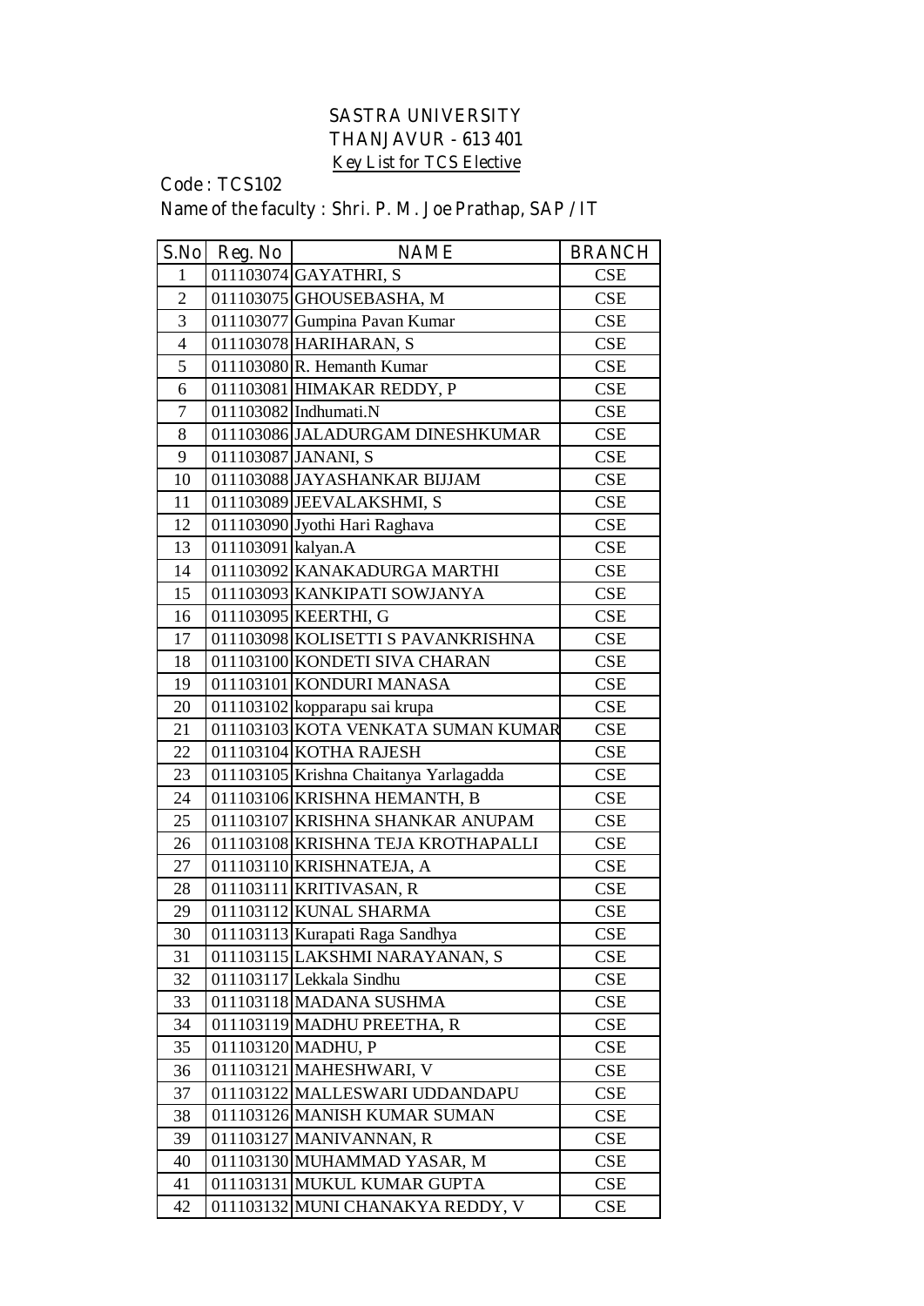# SASTRA UNIVERSITY

## THANJAVUR - 613 401

### Key List for TCS Elective

Code : TCS102

Name of the faculty : Shri. P. M. Joe Prathap, SAP / IT

| S.No | Reg. No | NAME | BRANCH |
|---|---|---|---|
| 1 | 011103074 | GAYATHRI, S | CSE |
| 2 | 011103075 | GHOUSEBASHA, M | CSE |
| 3 | 011103077 | Gumpina Pavan Kumar | CSE |
| 4 | 011103078 | HARIHARAN, S | CSE |
| 5 | 011103080 | R. Hemanth Kumar | CSE |
| 6 | 011103081 | HIMAKAR REDDY, P | CSE |
| 7 | 011103082 | Indhumati.N | CSE |
| 8 | 011103086 | JALADURGAM DINESHKUMAR | CSE |
| 9 | 011103087 | JANANI, S | CSE |
| 10 | 011103088 | JAYASHANKAR BIJJAM | CSE |
| 11 | 011103089 | JEEVALAKSHMI, S | CSE |
| 12 | 011103090 | Jyothi Hari Raghava | CSE |
| 13 | 011103091 | kalyan.A | CSE |
| 14 | 011103092 | KANAKADURGA MARTHI | CSE |
| 15 | 011103093 | KANKIPATI SOWJANYA | CSE |
| 16 | 011103095 | KEERTHI, G | CSE |
| 17 | 011103098 | KOLISETTI S PAVANKRISHNA | CSE |
| 18 | 011103100 | KONDETI SIVA CHARAN | CSE |
| 19 | 011103101 | KONDURI MANASA | CSE |
| 20 | 011103102 | kopparapu sai krupa | CSE |
| 21 | 011103103 | KOTA VENKATA SUMAN KUMAR | CSE |
| 22 | 011103104 | KOTHA RAJESH | CSE |
| 23 | 011103105 | Krishna Chaitanya Yarlagadda | CSE |
| 24 | 011103106 | KRISHNA HEMANTH, B | CSE |
| 25 | 011103107 | KRISHNA SHANKAR ANUPAM | CSE |
| 26 | 011103108 | KRISHNA TEJA KROTHAPALLI | CSE |
| 27 | 011103110 | KRISHNATEJA, A | CSE |
| 28 | 011103111 | KRITIVASAN, R | CSE |
| 29 | 011103112 | KUNAL SHARMA | CSE |
| 30 | 011103113 | Kurapati Raga Sandhya | CSE |
| 31 | 011103115 | LAKSHMI NARAYANAN, S | CSE |
| 32 | 011103117 | Lekkala Sindhu | CSE |
| 33 | 011103118 | MADANA SUSHMA | CSE |
| 34 | 011103119 | MADHU PREETHA, R | CSE |
| 35 | 011103120 | MADHU, P | CSE |
| 36 | 011103121 | MAHESHWARI, V | CSE |
| 37 | 011103122 | MALLESWARI UDDANDAPU | CSE |
| 38 | 011103126 | MANISH KUMAR SUMAN | CSE |
| 39 | 011103127 | MANIVANNAN, R | CSE |
| 40 | 011103130 | MUHAMMAD YASAR, M | CSE |
| 41 | 011103131 | MUKUL KUMAR GUPTA | CSE |
| 42 | 011103132 | MUNI CHANAKYA REDDY, V | CSE |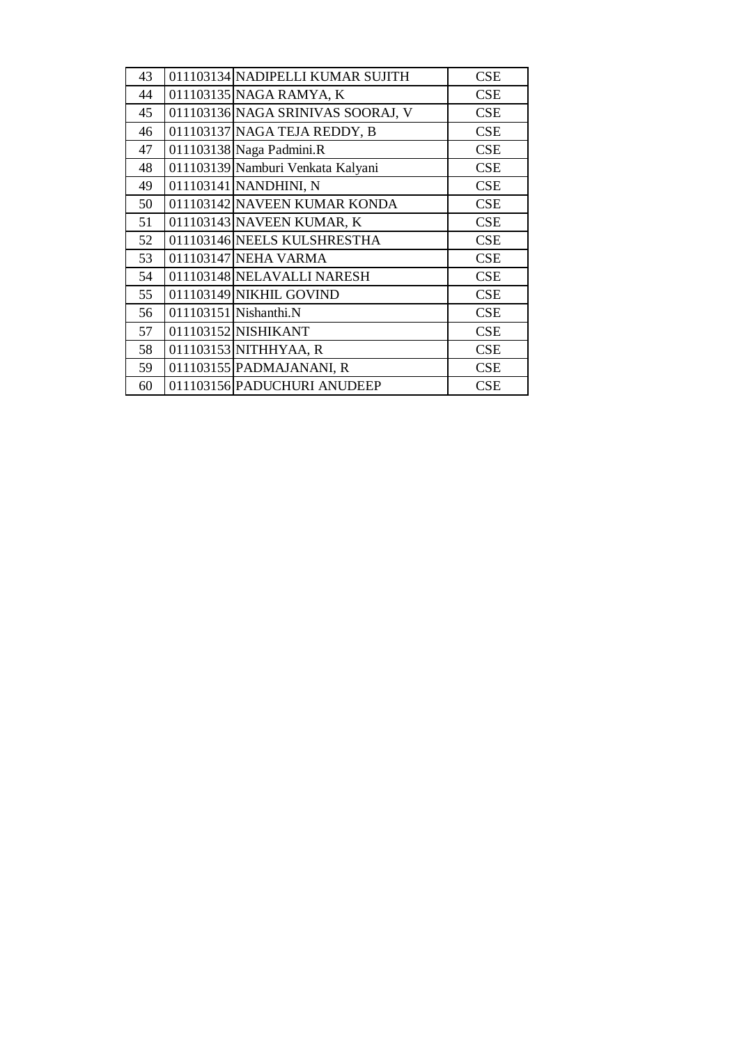| | | | |
|---|---|---|---|
| 43 | 011103134 | NADIPELLI KUMAR SUJITH | CSE |
| 44 | 011103135 | NAGA RAMYA, K | CSE |
| 45 | 011103136 | NAGA SRINIVAS SOORAJ, V | CSE |
| 46 | 011103137 | NAGA TEJA REDDY, B | CSE |
| 47 | 011103138 | Naga Padmini.R | CSE |
| 48 | 011103139 | Namburi Venkata Kalyani | CSE |
| 49 | 011103141 | NANDHINI, N | CSE |
| 50 | 011103142 | NAVEEN KUMAR KONDA | CSE |
| 51 | 011103143 | NAVEEN KUMAR, K | CSE |
| 52 | 011103146 | NEELS KULSHRESTHA | CSE |
| 53 | 011103147 | NEHA VARMA | CSE |
| 54 | 011103148 | NELAVALLI NARESH | CSE |
| 55 | 011103149 | NIKHIL GOVIND | CSE |
| 56 | 011103151 | Nishanthi.N | CSE |
| 57 | 011103152 | NISHIKANT | CSE |
| 58 | 011103153 | NITHHYAA, R | CSE |
| 59 | 011103155 | PADMAJANANI, R | CSE |
| 60 | 011103156 | PADUCHURI ANUDEEP | CSE |